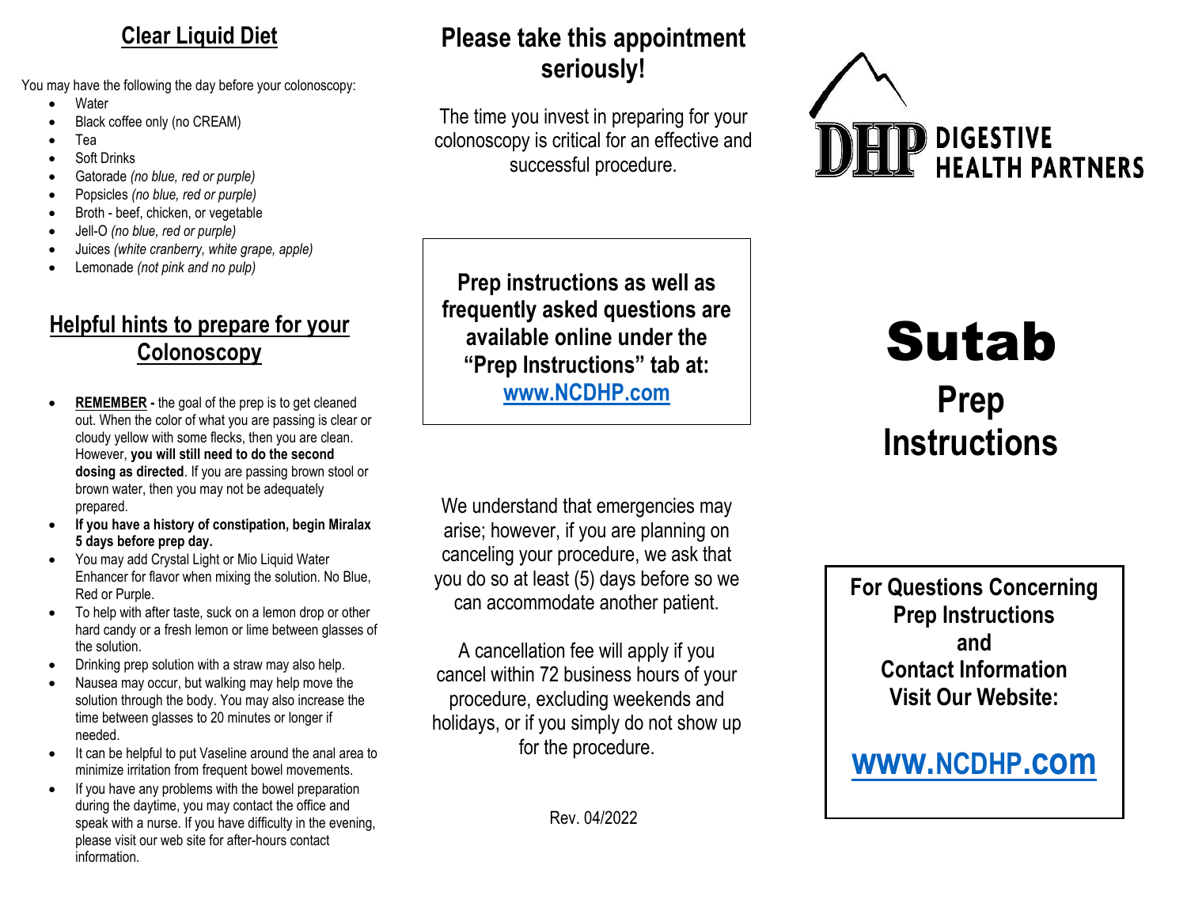## Clear Liquid Diet

You may have the following the day before your colonoscopy:

- Water
- Black coffee only (no CREAM)
- Tea
- Soft Drinks
- Gatorade *(no blue, red or purple)*
- Popsicles *(no blue, red or purple)*
- Broth - beef, chicken, or vegetable
- Jell-O *(no blue, red or purple)*
- Juices *(white cranberry, white grape, apple)*
- Lemonade *(not pink and no pulp)*

## Helpful hints to prepare for your Colonoscopy

- **REMEMBER -** the goal of the prep is to get cleaned out. When the color of what you are passing is clear or cloudy yellow with some flecks, then you are clean. However, **you will still need to do the second dosing as directed**. If you are passing brown stool or brown water, then you may not be adequately prepared.
- **If you have a history of constipation, begin Miralax 5 days before prep day.**
- You may add Crystal Light or Mio Liquid Water Enhancer for flavor when mixing the solution. No Blue, Red or Purple.
- To help with after taste, suck on a lemon drop or other hard candy or a fresh lemon or lime between glasses of the solution.
- Drinking prep solution with a straw may also help.
- Nausea may occur, but walking may help move the solution through the body. You may also increase the time between glasses to 20 minutes or longer if needed.
- It can be helpful to put Vaseline around the anal area to minimize irritation from frequent bowel movements.
- If you have any problems with the bowel preparation during the daytime, you may contact the office and speak with a nurse. If you have difficulty in the evening, please visit our web site for after-hours contact information.

## Please take this appointment seriously!

The time you invest in preparing for your colonoscopy is critical for an effective and successful procedure.

**Prep instructions as well as frequently asked questions are available online under the "Prep Instructions" tab at: www.NCDHP.com**

We understand that emergencies may arise; however, if you are planning on canceling your procedure, we ask that you do so at least (5) days before so we can accommodate another patient.

A cancellation fee will apply if you cancel within 72 business hours of your procedure, excluding weekends and holidays, or if you simply do not show up for the procedure.

Rev. 04/2022

**DHP DIGESTIVE HEALTH PARTNERS**

# Sutab

## Prep Instructions

**For Questions Concerning Prep Instructions and Contact Information Visit Our Website:**

**www.NCDHP.com**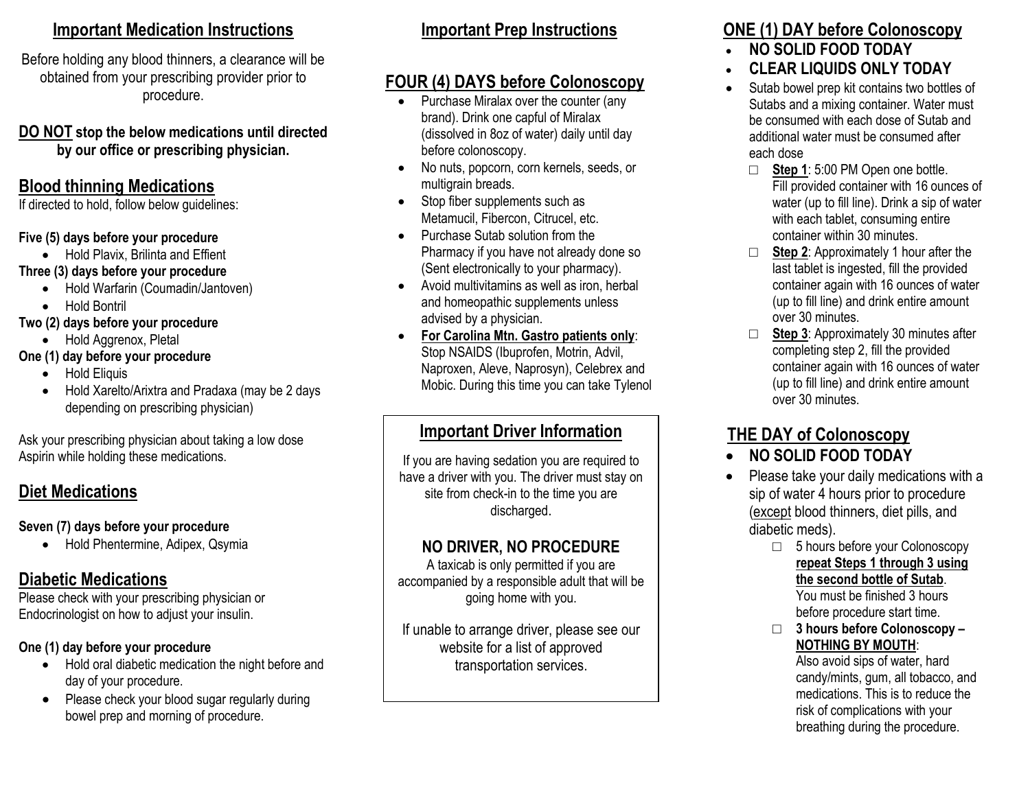## Important Medication Instructions

Before holding any blood thinners, a clearance will be obtained from your prescribing provider prior to procedure.

**DO NOT stop the below medications until directed by our office or prescribing physician.**

## Blood thinning Medications

If directed to hold, follow below guidelines:

**Five (5) days before your procedure**

- Hold Plavix, Brilinta and Effient

**Three (3) days before your procedure**

- Hold Warfarin (Coumadin/Jantoven)
- Hold Bontril

**Two (2) days before your procedure**

- Hold Aggrenox, Pletal

**One (1) day before your procedure**

- Hold Eliquis
- Hold Xarelto/Arixtra and Pradaxa (may be 2 days depending on prescribing physician)

Ask your prescribing physician about taking a low dose Aspirin while holding these medications.

## Diet Medications

**Seven (7) days before your procedure**

- Hold Phentermine, Adipex, Qsymia

## Diabetic Medications

Please check with your prescribing physician or Endocrinologist on how to adjust your insulin.

**One (1) day before your procedure**

- Hold oral diabetic medication the night before and day of your procedure.
- Please check your blood sugar regularly during bowel prep and morning of procedure.

## Important Prep Instructions

## FOUR (4) DAYS before Colonoscopy

- Purchase Miralax over the counter (any brand). Drink one capful of Miralax (dissolved in 8oz of water) daily until day before colonoscopy.
- No nuts, popcorn, corn kernels, seeds, or multigrain breads.
- Stop fiber supplements such as Metamucil, Fibercon, Citrucel, etc.
- Purchase Sutab solution from the Pharmacy if you have not already done so (Sent electronically to your pharmacy).
- Avoid multivitamins as well as iron, herbal and homeopathic supplements unless advised by a physician.
- **For Carolina Mtn. Gastro patients only**: Stop NSAIDS (Ibuprofen, Motrin, Advil, Naproxen, Aleve, Naprosyn), Celebrex and Mobic. During this time you can take Tylenol

## Important Driver Information

If you are having sedation you are required to have a driver with you. The driver must stay on site from check-in to the time you are discharged.

### NO DRIVER, NO PROCEDURE

A taxicab is only permitted if you are accompanied by a responsible adult that will be going home with you.

If unable to arrange driver, please see our website for a list of approved transportation services.

## ONE (1) DAY before Colonoscopy

- **NO SOLID FOOD TODAY**
- **CLEAR LIQUIDS ONLY TODAY**
- Sutab bowel prep kit contains two bottles of Sutabs and a mixing container. Water must be consumed with each dose of Sutab and additional water must be consumed after each dose
  - ☐ **Step 1**: 5:00 PM Open one bottle. Fill provided container with 16 ounces of water (up to fill line). Drink a sip of water with each tablet, consuming entire container within 30 minutes.
  - ☐ **Step 2**: Approximately 1 hour after the last tablet is ingested, fill the provided container again with 16 ounces of water (up to fill line) and drink entire amount over 30 minutes.
  - ☐ **Step 3**: Approximately 30 minutes after completing step 2, fill the provided container again with 16 ounces of water (up to fill line) and drink entire amount over 30 minutes.

## THE DAY of Colonoscopy

- **NO SOLID FOOD TODAY**
- Please take your daily medications with a sip of water 4 hours prior to procedure (except blood thinners, diet pills, and diabetic meds).
  - ☐ 5 hours before your Colonoscopy **repeat Steps 1 through 3 using the second bottle of Sutab**. You must be finished 3 hours before procedure start time.
  - ☐ **3 hours before Colonoscopy – NOTHING BY MOUTH**: Also avoid sips of water, hard candy/mints, gum, all tobacco, and medications. This is to reduce the risk of complications with your breathing during the procedure.